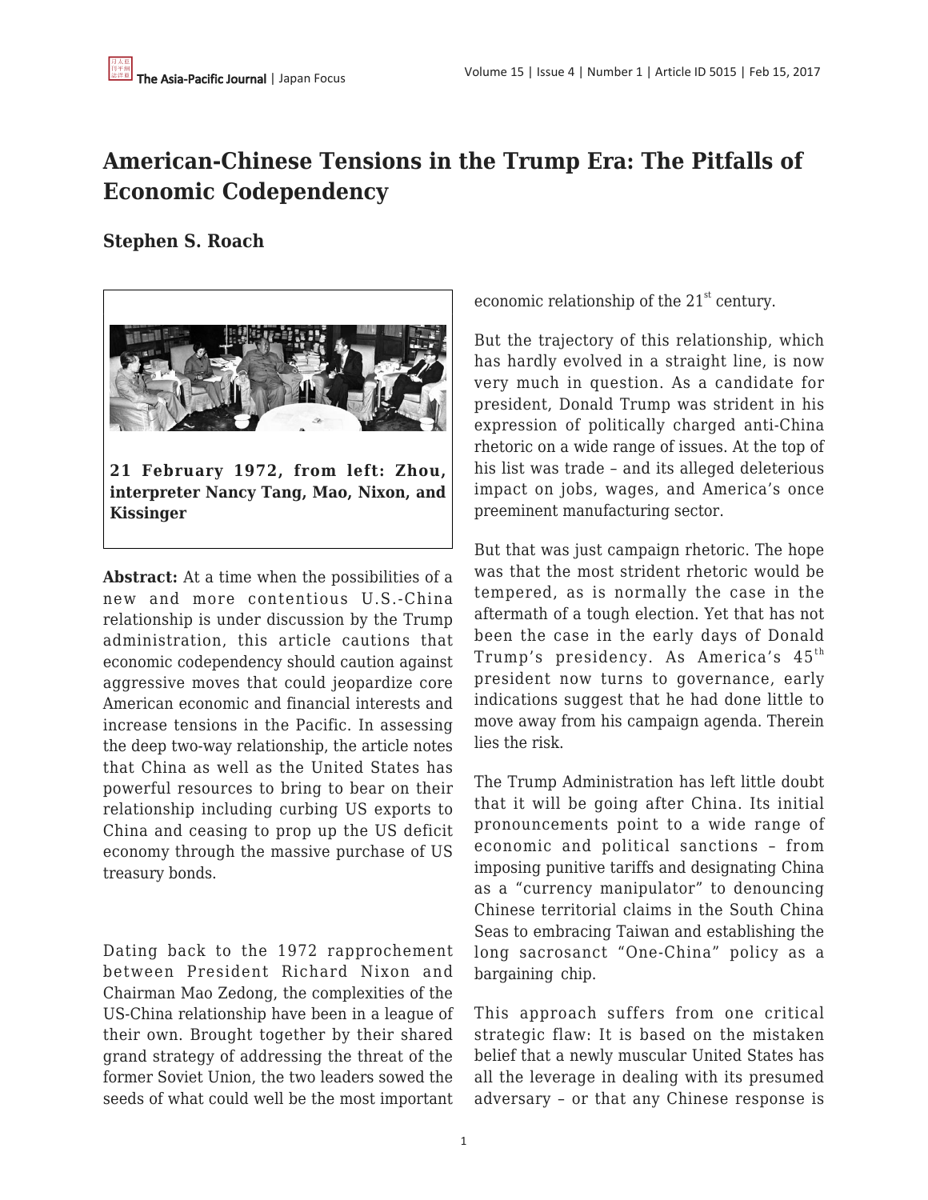# American-Chinese Tensions in the Trump Era: The Pitfalls of Economic Codependency

**Stephen S. Roach**

**21 February 1972, from left: Zhou, interpreter Nancy Tang, Mao, Nixon, and Kissinger**

**Abstract:** At a time when the possibilities of a new and more contentious U.S.-China relationship is under discussion by the Trump administration, this article cautions that economic codependency should caution against aggressive moves that could jeopardize core American economic and financial interests and increase tensions in the Pacific. In assessing the deep two-way relationship, the article notes that China as well as the United States has powerful resources to bring to bear on their relationship including curbing US exports to China and ceasing to prop up the US deficit economy through the massive purchase of US treasury bonds.

Dating back to the 1972 rapprochement between President Richard Nixon and Chairman Mao Zedong, the complexities of the US-China relationship have been in a league of their own. Brought together by their shared grand strategy of addressing the threat of the former Soviet Union, the two leaders sowed the seeds of what could well be the most important economic relationship of the 21st century.

But the trajectory of this relationship, which has hardly evolved in a straight line, is now very much in question. As a candidate for president, Donald Trump was strident in his expression of politically charged anti-China rhetoric on a wide range of issues. At the top of his list was trade – and its alleged deleterious impact on jobs, wages, and America's once preeminent manufacturing sector.

But that was just campaign rhetoric. The hope was that the most strident rhetoric would be tempered, as is normally the case in the aftermath of a tough election. Yet that has not been the case in the early days of Donald Trump's presidency. As America's 45th president now turns to governance, early indications suggest that he had done little to move away from his campaign agenda. Therein lies the risk.

The Trump Administration has left little doubt that it will be going after China. Its initial pronouncements point to a wide range of economic and political sanctions – from imposing punitive tariffs and designating China as a "currency manipulator" to denouncing Chinese territorial claims in the South China Seas to embracing Taiwan and establishing the long sacrosanct "One-China" policy as a bargaining chip.

This approach suffers from one critical strategic flaw: It is based on the mistaken belief that a newly muscular United States has all the leverage in dealing with its presumed adversary – or that any Chinese response is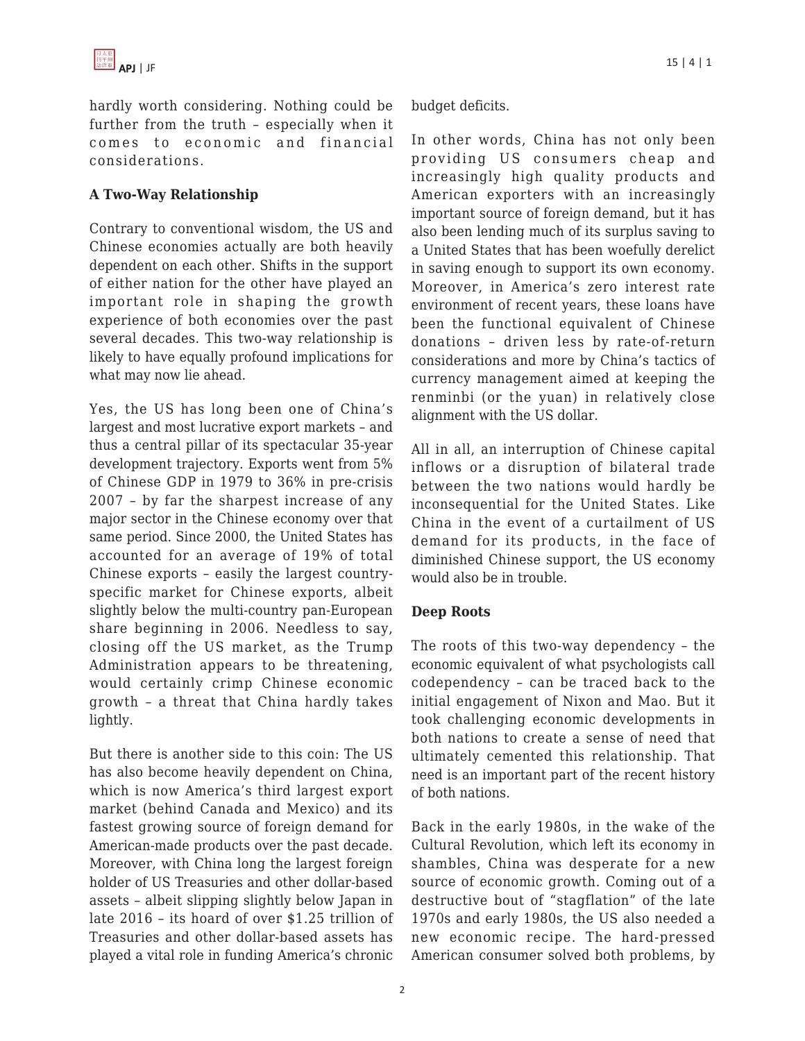hardly worth considering. Nothing could be further from the truth – especially when it comes to economic and financial considerations.

**A Two-Way Relationship**

Contrary to conventional wisdom, the US and Chinese economies actually are both heavily dependent on each other. Shifts in the support of either nation for the other have played an important role in shaping the growth experience of both economies over the past several decades. This two-way relationship is likely to have equally profound implications for what may now lie ahead.

Yes, the US has long been one of China's largest and most lucrative export markets – and thus a central pillar of its spectacular 35-year development trajectory. Exports went from 5% of Chinese GDP in 1979 to 36% in pre-crisis 2007 – by far the sharpest increase of any major sector in the Chinese economy over that same period. Since 2000, the United States has accounted for an average of 19% of total Chinese exports – easily the largest country-specific market for Chinese exports, albeit slightly below the multi-country pan-European share beginning in 2006. Needless to say, closing off the US market, as the Trump Administration appears to be threatening, would certainly crimp Chinese economic growth – a threat that China hardly takes lightly.

But there is another side to this coin: The US has also become heavily dependent on China, which is now America's third largest export market (behind Canada and Mexico) and its fastest growing source of foreign demand for American-made products over the past decade. Moreover, with China long the largest foreign holder of US Treasuries and other dollar-based assets – albeit slipping slightly below Japan in late 2016 – its hoard of over $1.25 trillion of Treasuries and other dollar-based assets has played a vital role in funding America's chronic budget deficits.

In other words, China has not only been providing US consumers cheap and increasingly high quality products and American exporters with an increasingly important source of foreign demand, but it has also been lending much of its surplus saving to a United States that has been woefully derelict in saving enough to support its own economy. Moreover, in America's zero interest rate environment of recent years, these loans have been the functional equivalent of Chinese donations – driven less by rate-of-return considerations and more by China's tactics of currency management aimed at keeping the renminbi (or the yuan) in relatively close alignment with the US dollar.

All in all, an interruption of Chinese capital inflows or a disruption of bilateral trade between the two nations would hardly be inconsequential for the United States. Like China in the event of a curtailment of US demand for its products, in the face of diminished Chinese support, the US economy would also be in trouble.

**Deep Roots**

The roots of this two-way dependency – the economic equivalent of what psychologists call codependency – can be traced back to the initial engagement of Nixon and Mao. But it took challenging economic developments in both nations to create a sense of need that ultimately cemented this relationship. That need is an important part of the recent history of both nations.

Back in the early 1980s, in the wake of the Cultural Revolution, which left its economy in shambles, China was desperate for a new source of economic growth. Coming out of a destructive bout of "stagflation" of the late 1970s and early 1980s, the US also needed a new economic recipe. The hard-pressed American consumer solved both problems, by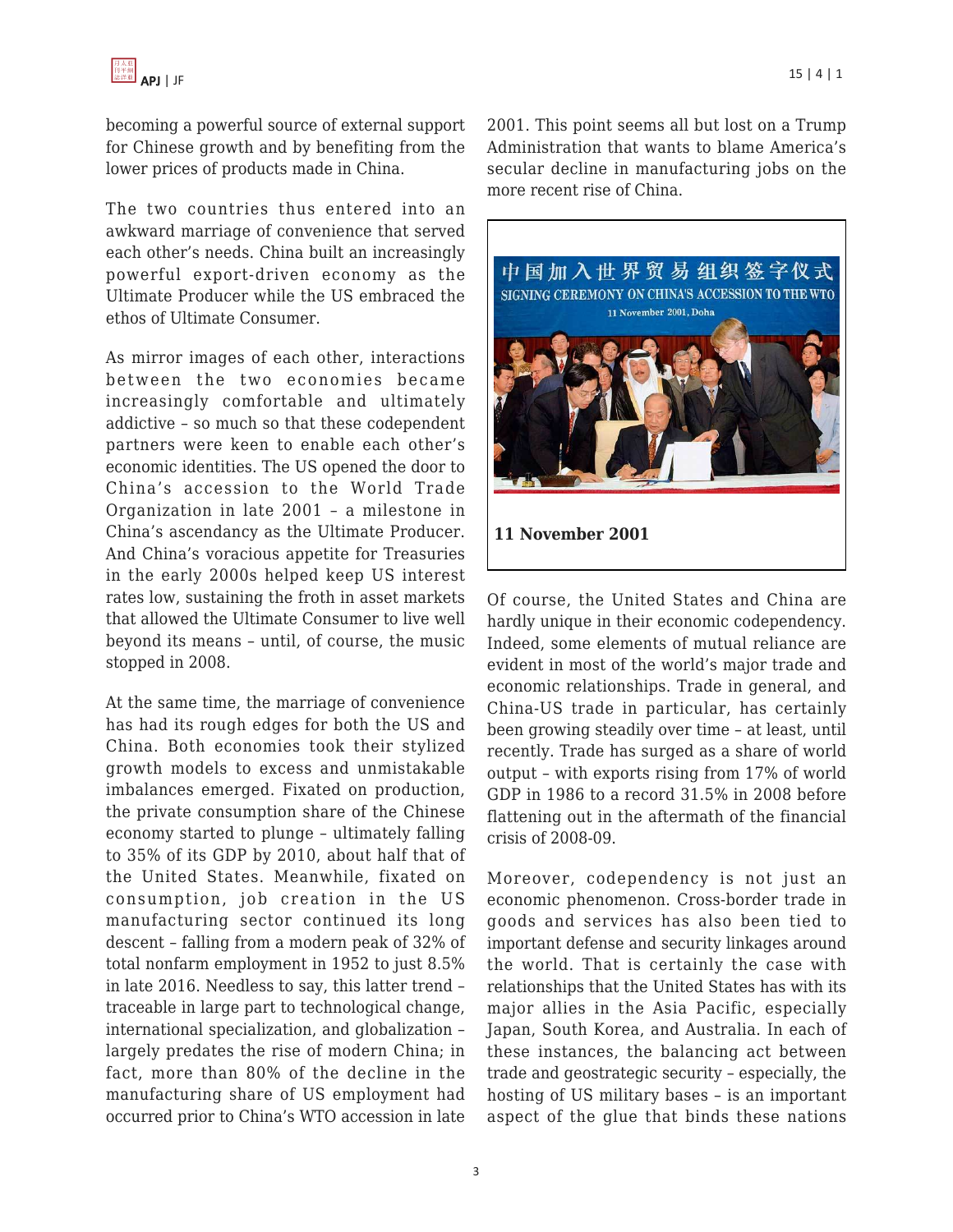becoming a powerful source of external support for Chinese growth and by benefiting from the lower prices of products made in China.

The two countries thus entered into an awkward marriage of convenience that served each other's needs. China built an increasingly powerful export-driven economy as the Ultimate Producer while the US embraced the ethos of Ultimate Consumer.

As mirror images of each other, interactions between the two economies became increasingly comfortable and ultimately addictive – so much so that these codependent partners were keen to enable each other's economic identities. The US opened the door to China's accession to the World Trade Organization in late 2001 – a milestone in China's ascendancy as the Ultimate Producer. And China's voracious appetite for Treasuries in the early 2000s helped keep US interest rates low, sustaining the froth in asset markets that allowed the Ultimate Consumer to live well beyond its means – until, of course, the music stopped in 2008.

At the same time, the marriage of convenience has had its rough edges for both the US and China. Both economies took their stylized growth models to excess and unmistakable imbalances emerged. Fixated on production, the private consumption share of the Chinese economy started to plunge – ultimately falling to 35% of its GDP by 2010, about half that of the United States. Meanwhile, fixated on consumption, job creation in the US manufacturing sector continued its long descent – falling from a modern peak of 32% of total nonfarm employment in 1952 to just 8.5% in late 2016. Needless to say, this latter trend – traceable in large part to technological change, international specialization, and globalization – largely predates the rise of modern China; in fact, more than 80% of the decline in the manufacturing share of US employment had occurred prior to China's WTO accession in late 2001. This point seems all but lost on a Trump Administration that wants to blame America's secular decline in manufacturing jobs on the more recent rise of China.

**11 November 2001**

Of course, the United States and China are hardly unique in their economic codependency. Indeed, some elements of mutual reliance are evident in most of the world's major trade and economic relationships. Trade in general, and China-US trade in particular, has certainly been growing steadily over time – at least, until recently. Trade has surged as a share of world output – with exports rising from 17% of world GDP in 1986 to a record 31.5% in 2008 before flattening out in the aftermath of the financial crisis of 2008-09.

Moreover, codependency is not just an economic phenomenon. Cross-border trade in goods and services has also been tied to important defense and security linkages around the world. That is certainly the case with relationships that the United States has with its major allies in the Asia Pacific, especially Japan, South Korea, and Australia. In each of these instances, the balancing act between trade and geostrategic security – especially, the hosting of US military bases – is an important aspect of the glue that binds these nations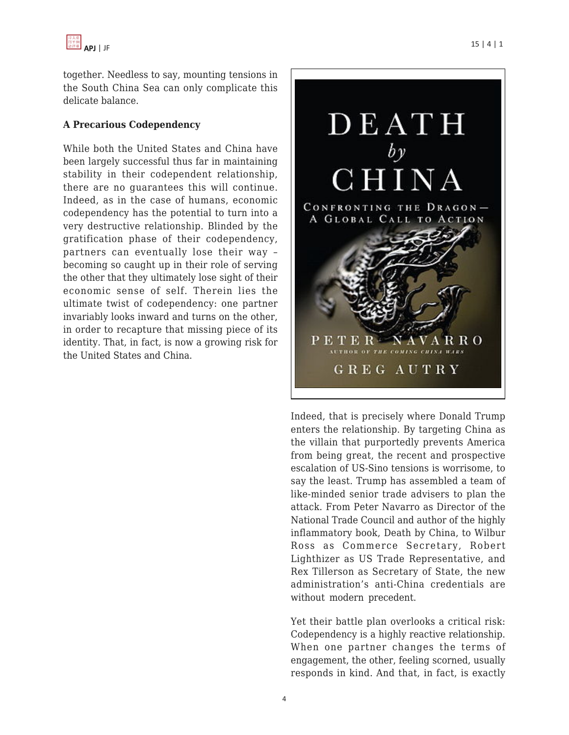together. Needless to say, mounting tensions in the South China Sea can only complicate this delicate balance.

**A Precarious Codependency**

While both the United States and China have been largely successful thus far in maintaining stability in their codependent relationship, there are no guarantees this will continue. Indeed, as in the case of humans, economic codependency has the potential to turn into a very destructive relationship. Blinded by the gratification phase of their codependency, partners can eventually lose their way – becoming so caught up in their role of serving the other that they ultimately lose sight of their economic sense of self. Therein lies the ultimate twist of codependency: one partner invariably looks inward and turns on the other, in order to recapture that missing piece of its identity. That, in fact, is now a growing risk for the United States and China.

Indeed, that is precisely where Donald Trump enters the relationship. By targeting China as the villain that purportedly prevents America from being great, the recent and prospective escalation of US-Sino tensions is worrisome, to say the least. Trump has assembled a team of like-minded senior trade advisers to plan the attack. From Peter Navarro as Director of the National Trade Council and author of the highly inflammatory book, Death by China, to Wilbur Ross as Commerce Secretary, Robert Lighthizer as US Trade Representative, and Rex Tillerson as Secretary of State, the new administration's anti-China credentials are without modern precedent.

Yet their battle plan overlooks a critical risk: Codependency is a highly reactive relationship. When one partner changes the terms of engagement, the other, feeling scorned, usually responds in kind. And that, in fact, is exactly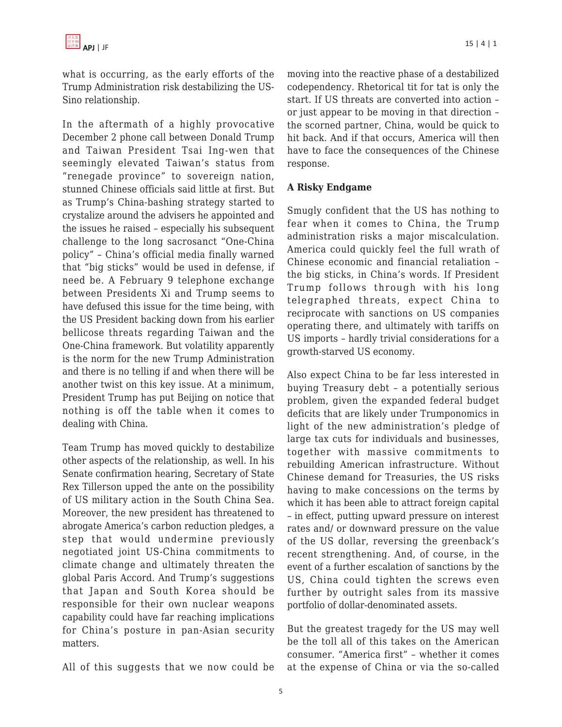what is occurring, as the early efforts of the Trump Administration risk destabilizing the US-Sino relationship.

In the aftermath of a highly provocative December 2 phone call between Donald Trump and Taiwan President Tsai Ing-wen that seemingly elevated Taiwan's status from "renegade province" to sovereign nation, stunned Chinese officials said little at first. But as Trump's China-bashing strategy started to crystalize around the advisers he appointed and the issues he raised – especially his subsequent challenge to the long sacrosanct "One-China policy" – China's official media finally warned that "big sticks" would be used in defense, if need be. A February 9 telephone exchange between Presidents Xi and Trump seems to have defused this issue for the time being, with the US President backing down from his earlier bellicose threats regarding Taiwan and the One-China framework. But volatility apparently is the norm for the new Trump Administration and there is no telling if and when there will be another twist on this key issue. At a minimum, President Trump has put Beijing on notice that nothing is off the table when it comes to dealing with China.

Team Trump has moved quickly to destabilize other aspects of the relationship, as well. In his Senate confirmation hearing, Secretary of State Rex Tillerson upped the ante on the possibility of US military action in the South China Sea. Moreover, the new president has threatened to abrogate America's carbon reduction pledges, a step that would undermine previously negotiated joint US-China commitments to climate change and ultimately threaten the global Paris Accord. And Trump's suggestions that Japan and South Korea should be responsible for their own nuclear weapons capability could have far reaching implications for China's posture in pan-Asian security matters.

All of this suggests that we now could be moving into the reactive phase of a destabilized codependency. Rhetorical tit for tat is only the start. If US threats are converted into action – or just appear to be moving in that direction – the scorned partner, China, would be quick to hit back. And if that occurs, America will then have to face the consequences of the Chinese response.

**A Risky Endgame**

Smugly confident that the US has nothing to fear when it comes to China, the Trump administration risks a major miscalculation. America could quickly feel the full wrath of Chinese economic and financial retaliation – the big sticks, in China's words. If President Trump follows through with his long telegraphed threats, expect China to reciprocate with sanctions on US companies operating there, and ultimately with tariffs on US imports – hardly trivial considerations for a growth-starved US economy.

Also expect China to be far less interested in buying Treasury debt – a potentially serious problem, given the expanded federal budget deficits that are likely under Trumponomics in light of the new administration's pledge of large tax cuts for individuals and businesses, together with massive commitments to rebuilding American infrastructure. Without Chinese demand for Treasuries, the US risks having to make concessions on the terms by which it has been able to attract foreign capital – in effect, putting upward pressure on interest rates and/ or downward pressure on the value of the US dollar, reversing the greenback's recent strengthening. And, of course, in the event of a further escalation of sanctions by the US, China could tighten the screws even further by outright sales from its massive portfolio of dollar-denominated assets.

But the greatest tragedy for the US may well be the toll all of this takes on the American consumer. "America first" – whether it comes at the expense of China or via the so-called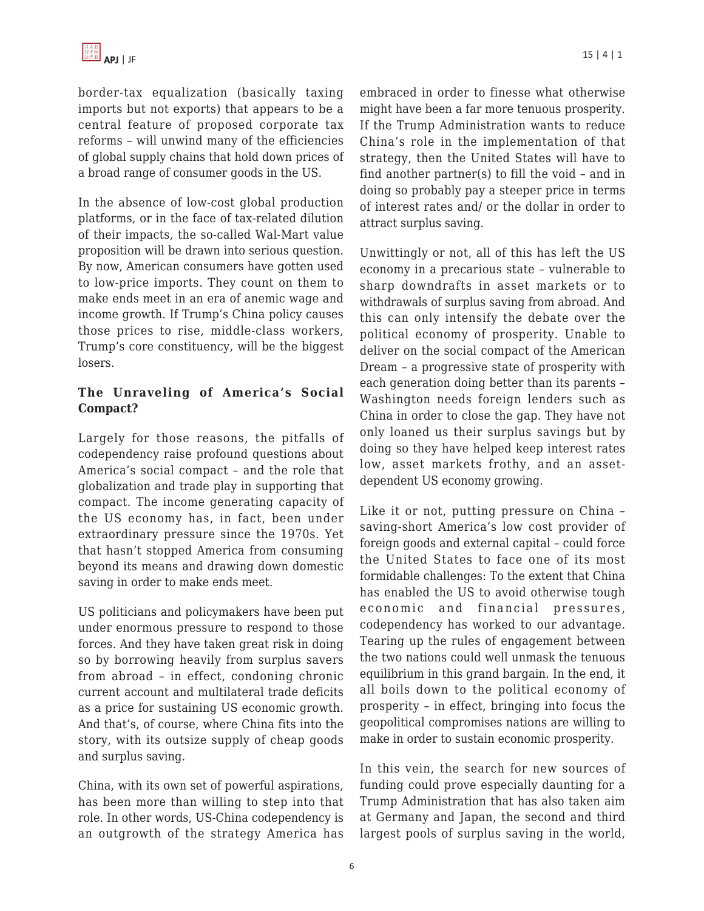border-tax equalization (basically taxing imports but not exports) that appears to be a central feature of proposed corporate tax reforms – will unwind many of the efficiencies of global supply chains that hold down prices of a broad range of consumer goods in the US.

In the absence of low-cost global production platforms, or in the face of tax-related dilution of their impacts, the so-called Wal-Mart value proposition will be drawn into serious question. By now, American consumers have gotten used to low-price imports. They count on them to make ends meet in an era of anemic wage and income growth. If Trump's China policy causes those prices to rise, middle-class workers, Trump's core constituency, will be the biggest losers.

**The Unraveling of America's Social Compact?**

Largely for those reasons, the pitfalls of codependency raise profound questions about America's social compact – and the role that globalization and trade play in supporting that compact. The income generating capacity of the US economy has, in fact, been under extraordinary pressure since the 1970s. Yet that hasn't stopped America from consuming beyond its means and drawing down domestic saving in order to make ends meet.

US politicians and policymakers have been put under enormous pressure to respond to those forces. And they have taken great risk in doing so by borrowing heavily from surplus savers from abroad – in effect, condoning chronic current account and multilateral trade deficits as a price for sustaining US economic growth. And that's, of course, where China fits into the story, with its outsize supply of cheap goods and surplus saving.

China, with its own set of powerful aspirations, has been more than willing to step into that role. In other words, US-China codependency is an outgrowth of the strategy America has embraced in order to finesse what otherwise might have been a far more tenuous prosperity. If the Trump Administration wants to reduce China's role in the implementation of that strategy, then the United States will have to find another partner(s) to fill the void – and in doing so probably pay a steeper price in terms of interest rates and/ or the dollar in order to attract surplus saving.

Unwittingly or not, all of this has left the US economy in a precarious state – vulnerable to sharp downdrafts in asset markets or to withdrawals of surplus saving from abroad. And this can only intensify the debate over the political economy of prosperity. Unable to deliver on the social compact of the American Dream – a progressive state of prosperity with each generation doing better than its parents – Washington needs foreign lenders such as China in order to close the gap. They have not only loaned us their surplus savings but by doing so they have helped keep interest rates low, asset markets frothy, and an asset-dependent US economy growing.

Like it or not, putting pressure on China – saving-short America's low cost provider of foreign goods and external capital – could force the United States to face one of its most formidable challenges: To the extent that China has enabled the US to avoid otherwise tough economic and financial pressures, codependency has worked to our advantage. Tearing up the rules of engagement between the two nations could well unmask the tenuous equilibrium in this grand bargain. In the end, it all boils down to the political economy of prosperity – in effect, bringing into focus the geopolitical compromises nations are willing to make in order to sustain economic prosperity.

In this vein, the search for new sources of funding could prove especially daunting for a Trump Administration that has also taken aim at Germany and Japan, the second and third largest pools of surplus saving in the world,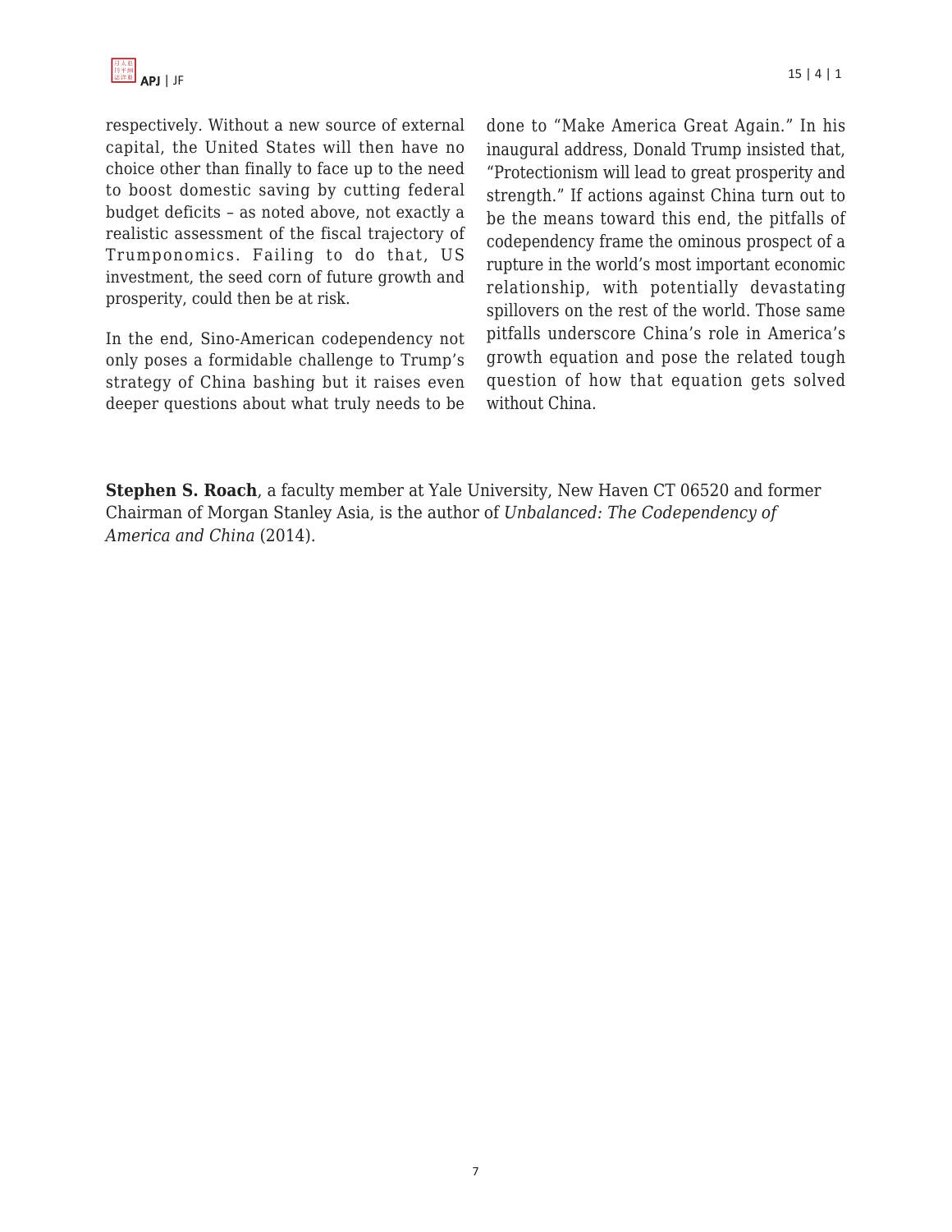respectively. Without a new source of external capital, the United States will then have no choice other than finally to face up to the need to boost domestic saving by cutting federal budget deficits – as noted above, not exactly a realistic assessment of the fiscal trajectory of Trumponomics. Failing to do that, US investment, the seed corn of future growth and prosperity, could then be at risk.

In the end, Sino-American codependency not only poses a formidable challenge to Trump's strategy of China bashing but it raises even deeper questions about what truly needs to be done to "Make America Great Again." In his inaugural address, Donald Trump insisted that, "Protectionism will lead to great prosperity and strength." If actions against China turn out to be the means toward this end, the pitfalls of codependency frame the ominous prospect of a rupture in the world's most important economic relationship, with potentially devastating spillovers on the rest of the world. Those same pitfalls underscore China's role in America's growth equation and pose the related tough question of how that equation gets solved without China.

**Stephen S. Roach**, a faculty member at Yale University, New Haven CT 06520 and former Chairman of Morgan Stanley Asia, is the author of *Unbalanced: The Codependency of America and China* (2014).